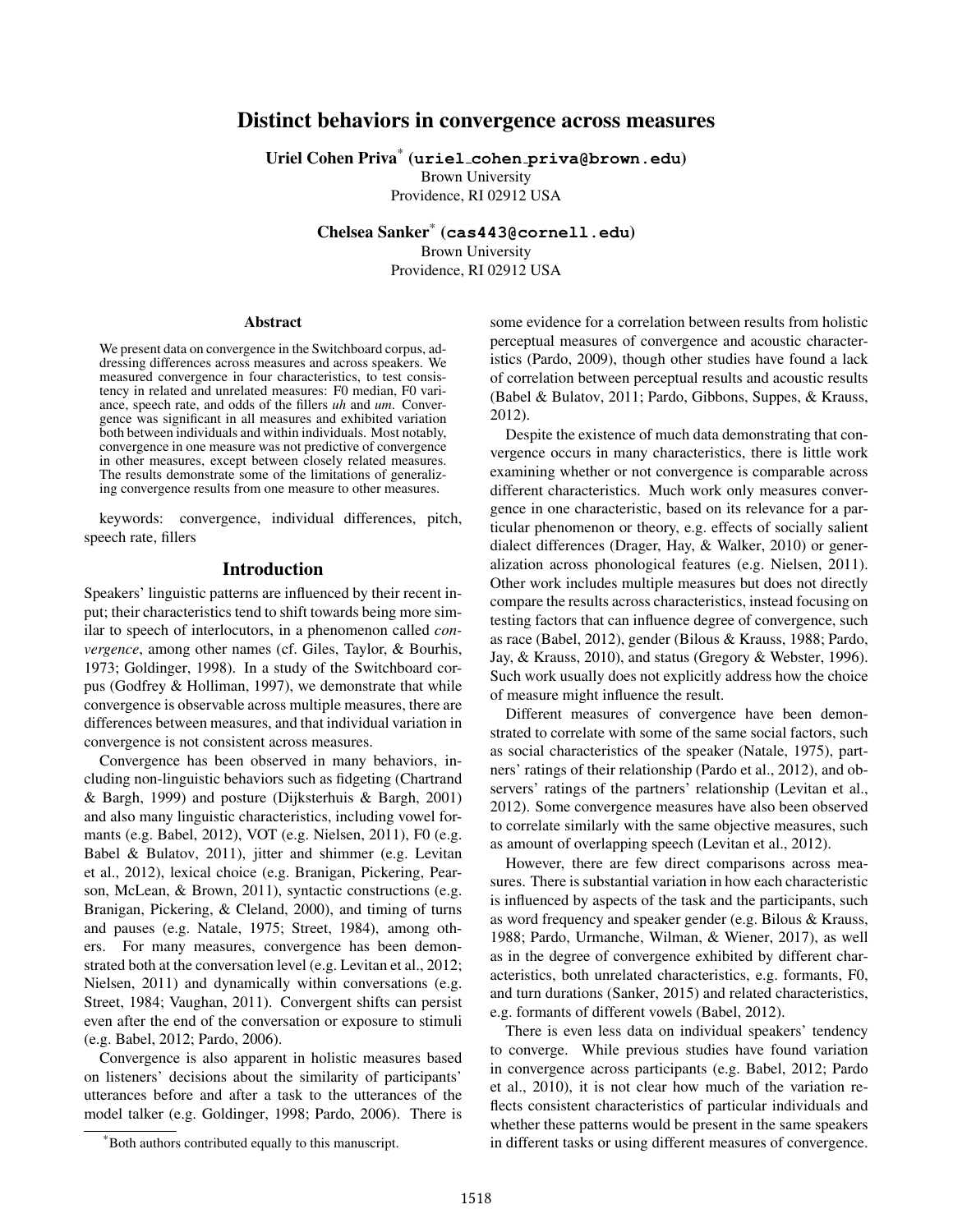# Distinct behaviors in convergence across measures

**Uriel Cohen Priva**[*] **(uriel_cohen_priva@brown.edu)**
Brown University
Providence, RI 02912 USA

**Chelsea Sanker**[*] **(cas443@cornell.edu)**
Brown University
Providence, RI 02912 USA

## Abstract

We present data on convergence in the Switchboard corpus, addressing differences across measures and across speakers. We measured convergence in four characteristics, to test consistency in related and unrelated measures: F0 median, F0 variance, speech rate, and odds of the fillers *uh* and *um*. Convergence was significant in all measures and exhibited variation both between individuals and within individuals. Most notably, convergence in one measure was not predictive of convergence in other measures, except between closely related measures. The results demonstrate some of the limitations of generalizing convergence results from one measure to other measures.

keywords: convergence, individual differences, pitch, speech rate, fillers

## Introduction

Speakers' linguistic patterns are influenced by their recent input; their characteristics tend to shift towards being more similar to speech of interlocutors, in a phenomenon called *convergence*, among other names (cf. Giles, Taylor, & Bourhis, 1973; Goldinger, 1998). In a study of the Switchboard corpus (Godfrey & Holliman, 1997), we demonstrate that while convergence is observable across multiple measures, there are differences between measures, and that individual variation in convergence is not consistent across measures.

Convergence has been observed in many behaviors, including non-linguistic behaviors such as fidgeting (Chartrand & Bargh, 1999) and posture (Dijksterhuis & Bargh, 2001) and also many linguistic characteristics, including vowel formants (e.g. Babel, 2012), VOT (e.g. Nielsen, 2011), F0 (e.g. Babel & Bulatov, 2011), jitter and shimmer (e.g. Levitan et al., 2012), lexical choice (e.g. Branigan, Pickering, Pearson, McLean, & Brown, 2011), syntactic constructions (e.g. Branigan, Pickering, & Cleland, 2000), and timing of turns and pauses (e.g. Natale, 1975; Street, 1984), among others. For many measures, convergence has been demonstrated both at the conversation level (e.g. Levitan et al., 2012; Nielsen, 2011) and dynamically within conversations (e.g. Street, 1984; Vaughan, 2011). Convergent shifts can persist even after the end of the conversation or exposure to stimuli (e.g. Babel, 2012; Pardo, 2006).

Convergence is also apparent in holistic measures based on listeners' decisions about the similarity of participants' utterances before and after a task to the utterances of the model talker (e.g. Goldinger, 1998; Pardo, 2006). There is some evidence for a correlation between results from holistic perceptual measures of convergence and acoustic characteristics (Pardo, 2009), though other studies have found a lack of correlation between perceptual results and acoustic results (Babel & Bulatov, 2011; Pardo, Gibbons, Suppes, & Krauss, 2012).

Despite the existence of much data demonstrating that convergence occurs in many characteristics, there is little work examining whether or not convergence is comparable across different characteristics. Much work only measures convergence in one characteristic, based on its relevance for a particular phenomenon or theory, e.g. effects of socially salient dialect differences (Drager, Hay, & Walker, 2010) or generalization across phonological features (e.g. Nielsen, 2011). Other work includes multiple measures but does not directly compare the results across characteristics, instead focusing on testing factors that can influence degree of convergence, such as race (Babel, 2012), gender (Bilous & Krauss, 1988; Pardo, Jay, & Krauss, 2010), and status (Gregory & Webster, 1996). Such work usually does not explicitly address how the choice of measure might influence the result.

Different measures of convergence have been demonstrated to correlate with some of the same social factors, such as social characteristics of the speaker (Natale, 1975), partners' ratings of their relationship (Pardo et al., 2012), and observers' ratings of the partners' relationship (Levitan et al., 2012). Some convergence measures have also been observed to correlate similarly with the same objective measures, such as amount of overlapping speech (Levitan et al., 2012).

However, there are few direct comparisons across measures. There is substantial variation in how each characteristic is influenced by aspects of the task and the participants, such as word frequency and speaker gender (e.g. Bilous & Krauss, 1988; Pardo, Urmanche, Wilman, & Wiener, 2017), as well as in the degree of convergence exhibited by different characteristics, both unrelated characteristics, e.g. formants, F0, and turn durations (Sanker, 2015) and related characteristics, e.g. formants of different vowels (Babel, 2012).

There is even less data on individual speakers' tendency to converge. While previous studies have found variation in convergence across participants (e.g. Babel, 2012; Pardo et al., 2010), it is not clear how much of the variation reflects consistent characteristics of particular individuals and whether these patterns would be present in the same speakers in different tasks or using different measures of convergence.

[*]Both authors contributed equally to this manuscript.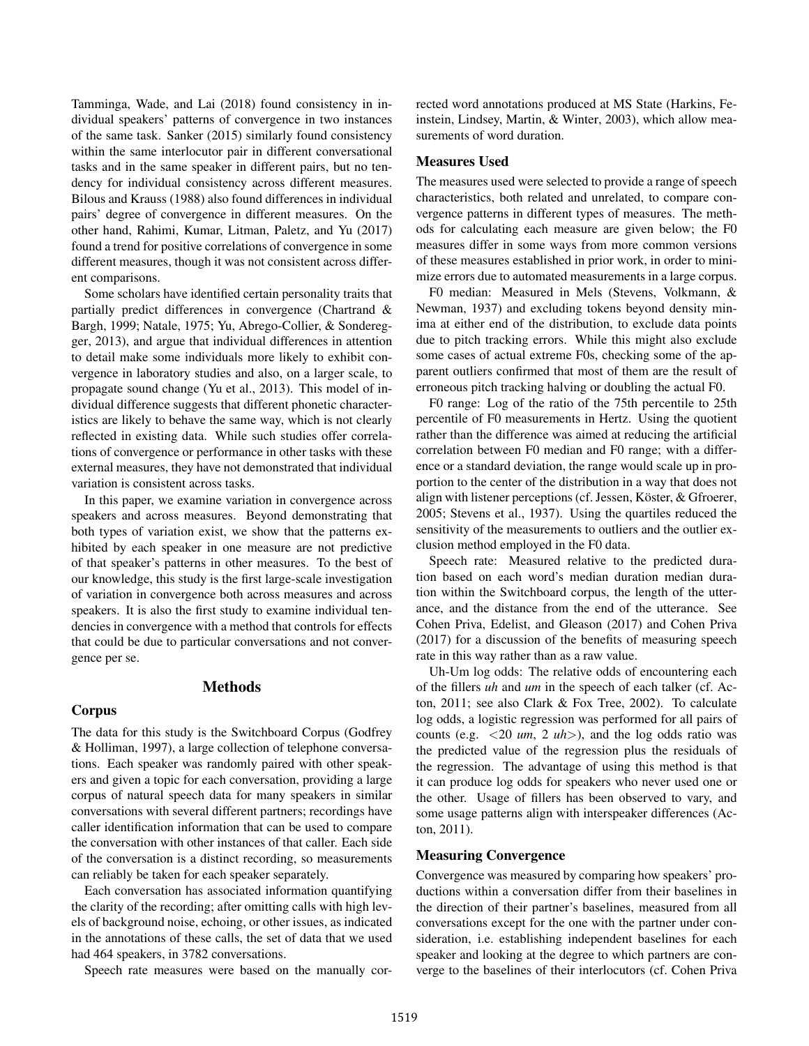Tamminga, Wade, and Lai (2018) found consistency in individual speakers' patterns of convergence in two instances of the same task. Sanker (2015) similarly found consistency within the same interlocutor pair in different conversational tasks and in the same speaker in different pairs, but no tendency for individual consistency across different measures. Bilous and Krauss (1988) also found differences in individual pairs' degree of convergence in different measures. On the other hand, Rahimi, Kumar, Litman, Paletz, and Yu (2017) found a trend for positive correlations of convergence in some different measures, though it was not consistent across different comparisons.

Some scholars have identified certain personality traits that partially predict differences in convergence (Chartrand & Bargh, 1999; Natale, 1975; Yu, Abrego-Collier, & Sonderegger, 2013), and argue that individual differences in attention to detail make some individuals more likely to exhibit convergence in laboratory studies and also, on a larger scale, to propagate sound change (Yu et al., 2013). This model of individual difference suggests that different phonetic characteristics are likely to behave the same way, which is not clearly reflected in existing data. While such studies offer correlations of convergence or performance in other tasks with these external measures, they have not demonstrated that individual variation is consistent across tasks.

In this paper, we examine variation in convergence across speakers and across measures. Beyond demonstrating that both types of variation exist, we show that the patterns exhibited by each speaker in one measure are not predictive of that speaker's patterns in other measures. To the best of our knowledge, this study is the first large-scale investigation of variation in convergence both across measures and across speakers. It is also the first study to examine individual tendencies in convergence with a method that controls for effects that could be due to particular conversations and not convergence per se.

## Methods

### Corpus

The data for this study is the Switchboard Corpus (Godfrey & Holliman, 1997), a large collection of telephone conversations. Each speaker was randomly paired with other speakers and given a topic for each conversation, providing a large corpus of natural speech data for many speakers in similar conversations with several different partners; recordings have caller identification information that can be used to compare the conversation with other instances of that caller. Each side of the conversation is a distinct recording, so measurements can reliably be taken for each speaker separately.

Each conversation has associated information quantifying the clarity of the recording; after omitting calls with high levels of background noise, echoing, or other issues, as indicated in the annotations of these calls, the set of data that we used had 464 speakers, in 3782 conversations.

Speech rate measures were based on the manually corrected word annotations produced at MS State (Harkins, Feinstein, Lindsey, Martin, & Winter, 2003), which allow measurements of word duration.

### Measures Used

The measures used were selected to provide a range of speech characteristics, both related and unrelated, to compare convergence patterns in different types of measures. The methods for calculating each measure are given below; the F0 measures differ in some ways from more common versions of these measures established in prior work, in order to minimize errors due to automated measurements in a large corpus.

F0 median: Measured in Mels (Stevens, Volkmann, & Newman, 1937) and excluding tokens beyond density minima at either end of the distribution, to exclude data points due to pitch tracking errors. While this might also exclude some cases of actual extreme F0s, checking some of the apparent outliers confirmed that most of them are the result of erroneous pitch tracking halving or doubling the actual F0.

F0 range: Log of the ratio of the 75th percentile to 25th percentile of F0 measurements in Hertz. Using the quotient rather than the difference was aimed at reducing the artificial correlation between F0 median and F0 range; with a difference or a standard deviation, the range would scale up in proportion to the center of the distribution in a way that does not align with listener perceptions (cf. Jessen, Köster, & Gfroerer, 2005; Stevens et al., 1937). Using the quartiles reduced the sensitivity of the measurements to outliers and the outlier exclusion method employed in the F0 data.

Speech rate: Measured relative to the predicted duration based on each word's median duration median duration within the Switchboard corpus, the length of the utterance, and the distance from the end of the utterance. See Cohen Priva, Edelist, and Gleason (2017) and Cohen Priva (2017) for a discussion of the benefits of measuring speech rate in this way rather than as a raw value.

Uh-Um log odds: The relative odds of encountering each of the fillers *uh* and *um* in the speech of each talker (cf. Acton, 2011; see also Clark & Fox Tree, 2002). To calculate log odds, a logistic regression was performed for all pairs of counts (e.g. <20 *um*, 2 *uh*>), and the log odds ratio was the predicted value of the regression plus the residuals of the regression. The advantage of using this method is that it can produce log odds for speakers who never used one or the other. Usage of fillers has been observed to vary, and some usage patterns align with interspeaker differences (Acton, 2011).

### Measuring Convergence

Convergence was measured by comparing how speakers' productions within a conversation differ from their baselines in the direction of their partner's baselines, measured from all conversations except for the one with the partner under consideration, i.e. establishing independent baselines for each speaker and looking at the degree to which partners are converge to the baselines of their interlocutors (cf. Cohen Priva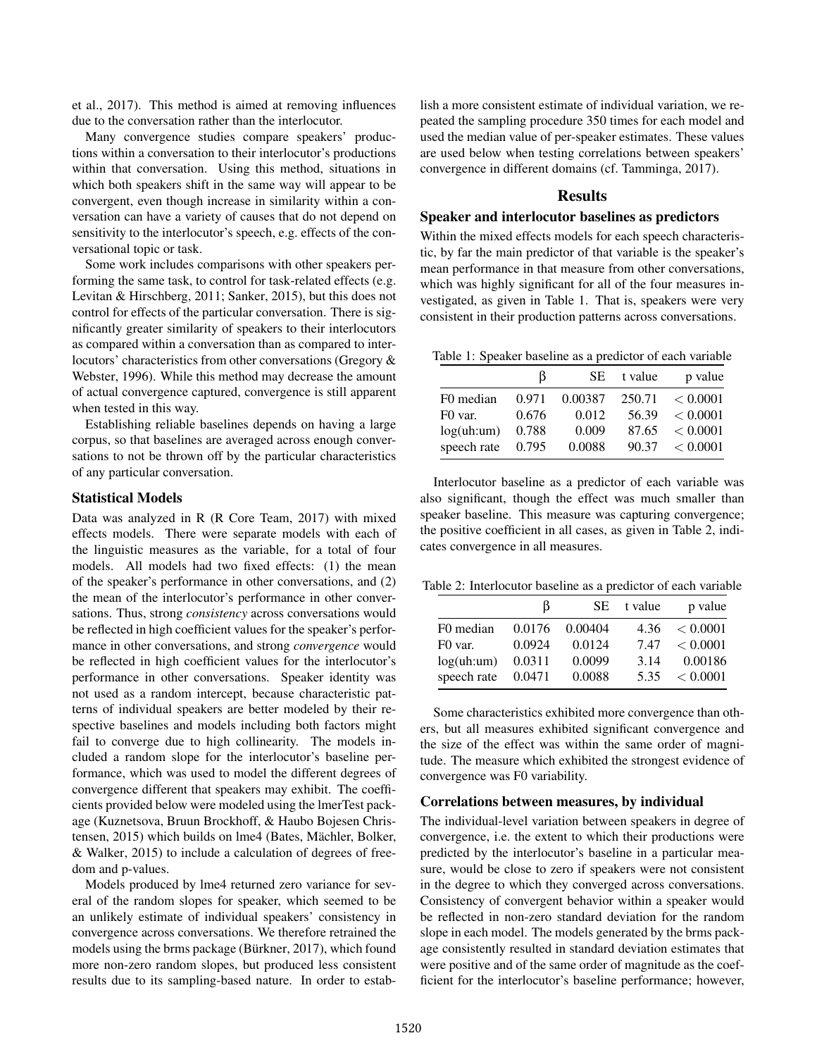et al., 2017). This method is aimed at removing influences due to the conversation rather than the interlocutor.

Many convergence studies compare speakers' productions within a conversation to their interlocutor's productions within that conversation. Using this method, situations in which both speakers shift in the same way will appear to be convergent, even though increase in similarity within a conversation can have a variety of causes that do not depend on sensitivity to the interlocutor's speech, e.g. effects of the conversational topic or task.

Some work includes comparisons with other speakers performing the same task, to control for task-related effects (e.g. Levitan & Hirschberg, 2011; Sanker, 2015), but this does not control for effects of the particular conversation. There is significantly greater similarity of speakers to their interlocutors as compared within a conversation than as compared to interlocutors' characteristics from other conversations (Gregory & Webster, 1996). While this method may decrease the amount of actual convergence captured, convergence is still apparent when tested in this way.

Establishing reliable baselines depends on having a large corpus, so that baselines are averaged across enough conversations to not be thrown off by the particular characteristics of any particular conversation.

### Statistical Models

Data was analyzed in R (R Core Team, 2017) with mixed effects models. There were separate models with each of the linguistic measures as the variable, for a total of four models. All models had two fixed effects: (1) the mean of the speaker's performance in other conversations, and (2) the mean of the interlocutor's performance in other conversations. Thus, strong *consistency* across conversations would be reflected in high coefficient values for the speaker's performance in other conversations, and strong *convergence* would be reflected in high coefficient values for the interlocutor's performance in other conversations. Speaker identity was not used as a random intercept, because characteristic patterns of individual speakers are better modeled by their respective baselines and models including both factors might fail to converge due to high collinearity. The models included a random slope for the interlocutor's baseline performance, which was used to model the different degrees of convergence different that speakers may exhibit. The coefficients provided below were modeled using the lmerTest package (Kuznetsova, Bruun Brockhoff, & Haubo Bojesen Christensen, 2015) which builds on lme4 (Bates, Mächler, Bolker, & Walker, 2015) to include a calculation of degrees of freedom and p-values.

Models produced by lme4 returned zero variance for several of the random slopes for speaker, which seemed to be an unlikely estimate of individual speakers' consistency in convergence across conversations. We therefore retrained the models using the brms package (Bürkner, 2017), which found more non-zero random slopes, but produced less consistent results due to its sampling-based nature. In order to establish a more consistent estimate of individual variation, we repeated the sampling procedure 350 times for each model and used the median value of per-speaker estimates. These values are used below when testing correlations between speakers' convergence in different domains (cf. Tamminga, 2017).

## Results

### Speaker and interlocutor baselines as predictors

Within the mixed effects models for each speech characteristic, by far the main predictor of that variable is the speaker's mean performance in that measure from other conversations, which was highly significant for all of the four measures investigated, as given in Table 1. That is, speakers were very consistent in their production patterns across conversations.

Table 1: Speaker baseline as a predictor of each variable

| | β | SE | t value | p value |
|---|---|---|---|---|
| F0 median | 0.971 | 0.00387 | 250.71 | $< 0.0001$ |
| F0 var. | 0.676 | 0.012 | 56.39 | $< 0.0001$ |
| log(uh:um) | 0.788 | 0.009 | 87.65 | $< 0.0001$ |
| speech rate | 0.795 | 0.0088 | 90.37 | $< 0.0001$ |

Interlocutor baseline as a predictor of each variable was also significant, though the effect was much smaller than speaker baseline. This measure was capturing convergence; the positive coefficient in all cases, as given in Table 2, indicates convergence in all measures.

Table 2: Interlocutor baseline as a predictor of each variable

| | β | SE | t value | p value |
|---|---|---|---|---|
| F0 median | 0.0176 | 0.00404 | 4.36 | $< 0.0001$ |
| F0 var. | 0.0924 | 0.0124 | 7.47 | $< 0.0001$ |
| log(uh:um) | 0.0311 | 0.0099 | 3.14 | 0.00186 |
| speech rate | 0.0471 | 0.0088 | 5.35 | $< 0.0001$ |

Some characteristics exhibited more convergence than others, but all measures exhibited significant convergence and the size of the effect was within the same order of magnitude. The measure which exhibited the strongest evidence of convergence was F0 variability.

### Correlations between measures, by individual

The individual-level variation between speakers in degree of convergence, i.e. the extent to which their productions were predicted by the interlocutor's baseline in a particular measure, would be close to zero if speakers were not consistent in the degree to which they converged across conversations. Consistency of convergent behavior within a speaker would be reflected in non-zero standard deviation for the random slope in each model. The models generated by the brms package consistently resulted in standard deviation estimates that were positive and of the same order of magnitude as the coefficient for the interlocutor's baseline performance; however,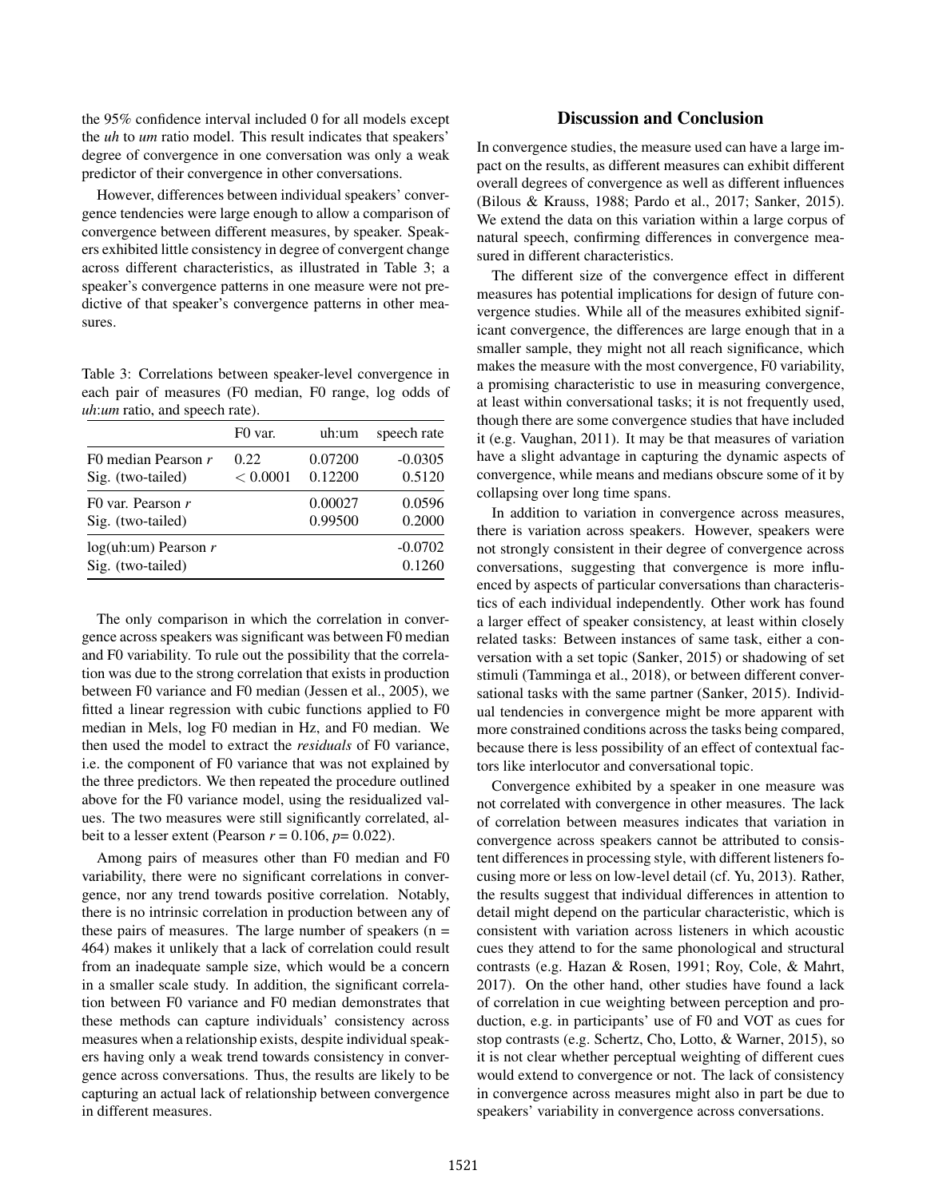the 95% confidence interval included 0 for all models except the *uh* to *um* ratio model. This result indicates that speakers' degree of convergence in one conversation was only a weak predictor of their convergence in other conversations.

However, differences between individual speakers' convergence tendencies were large enough to allow a comparison of convergence between different measures, by speaker. Speakers exhibited little consistency in degree of convergent change across different characteristics, as illustrated in Table 3; a speaker's convergence patterns in one measure were not predictive of that speaker's convergence patterns in other measures.

Table 3: Correlations between speaker-level convergence in each pair of measures (F0 median, F0 range, log odds of *uh*:*um* ratio, and speech rate).

| | F0 var. | uh:um | speech rate |
|---|---|---|---|
| F0 median Pearson $r$ | 0.22 | 0.07200 | -0.0305 |
| Sig. (two-tailed) | $< 0.0001$ | 0.12200 | 0.5120 |
| F0 var. Pearson $r$ | | 0.00027 | 0.0596 |
| Sig. (two-tailed) | | 0.99500 | 0.2000 |
| log(uh:um) Pearson $r$ | | | -0.0702 |
| Sig. (two-tailed) | | | 0.1260 |

The only comparison in which the correlation in convergence across speakers was significant was between F0 median and F0 variability. To rule out the possibility that the correlation was due to the strong correlation that exists in production between F0 variance and F0 median (Jessen et al., 2005), we fitted a linear regression with cubic functions applied to F0 median in Mels, log F0 median in Hz, and F0 median. We then used the model to extract the *residuals* of F0 variance, i.e. the component of F0 variance that was not explained by the three predictors. We then repeated the procedure outlined above for the F0 variance model, using the residualized values. The two measures were still significantly correlated, albeit to a lesser extent (Pearson $r = 0.106$, $p = 0.022$).

Among pairs of measures other than F0 median and F0 variability, there were no significant correlations in convergence, nor any trend towards positive correlation. Notably, there is no intrinsic correlation in production between any of these pairs of measures. The large number of speakers ($n = 464$) makes it unlikely that a lack of correlation could result from an inadequate sample size, which would be a concern in a smaller scale study. In addition, the significant correlation between F0 variance and F0 median demonstrates that these methods can capture individuals' consistency across measures when a relationship exists, despite individual speakers having only a weak trend towards consistency in convergence across conversations. Thus, the results are likely to be capturing an actual lack of relationship between convergence in different measures.

## Discussion and Conclusion

In convergence studies, the measure used can have a large impact on the results, as different measures can exhibit different overall degrees of convergence as well as different influences (Bilous & Krauss, 1988; Pardo et al., 2017; Sanker, 2015). We extend the data on this variation within a large corpus of natural speech, confirming differences in convergence measured in different characteristics.

The different size of the convergence effect in different measures has potential implications for design of future convergence studies. While all of the measures exhibited significant convergence, the differences are large enough that in a smaller sample, they might not all reach significance, which makes the measure with the most convergence, F0 variability, a promising characteristic to use in measuring convergence, at least within conversational tasks; it is not frequently used, though there are some convergence studies that have included it (e.g. Vaughan, 2011). It may be that measures of variation have a slight advantage in capturing the dynamic aspects of convergence, while means and medians obscure some of it by collapsing over long time spans.

In addition to variation in convergence across measures, there is variation across speakers. However, speakers were not strongly consistent in their degree of convergence across conversations, suggesting that convergence is more influenced by aspects of particular conversations than characteristics of each individual independently. Other work has found a larger effect of speaker consistency, at least within closely related tasks: Between instances of same task, either a conversation with a set topic (Sanker, 2015) or shadowing of set stimuli (Tamminga et al., 2018), or between different conversational tasks with the same partner (Sanker, 2015). Individual tendencies in convergence might be more apparent with more constrained conditions across the tasks being compared, because there is less possibility of an effect of contextual factors like interlocutor and conversational topic.

Convergence exhibited by a speaker in one measure was not correlated with convergence in other measures. The lack of correlation between measures indicates that variation in convergence across speakers cannot be attributed to consistent differences in processing style, with different listeners focusing more or less on low-level detail (cf. Yu, 2013). Rather, the results suggest that individual differences in attention to detail might depend on the particular characteristic, which is consistent with variation across listeners in which acoustic cues they attend to for the same phonological and structural contrasts (e.g. Hazan & Rosen, 1991; Roy, Cole, & Mahrt, 2017). On the other hand, other studies have found a lack of correlation in cue weighting between perception and production, e.g. in participants' use of F0 and VOT as cues for stop contrasts (e.g. Schertz, Cho, Lotto, & Warner, 2015), so it is not clear whether perceptual weighting of different cues would extend to convergence or not. The lack of consistency in convergence across measures might also in part be due to speakers' variability in convergence across conversations.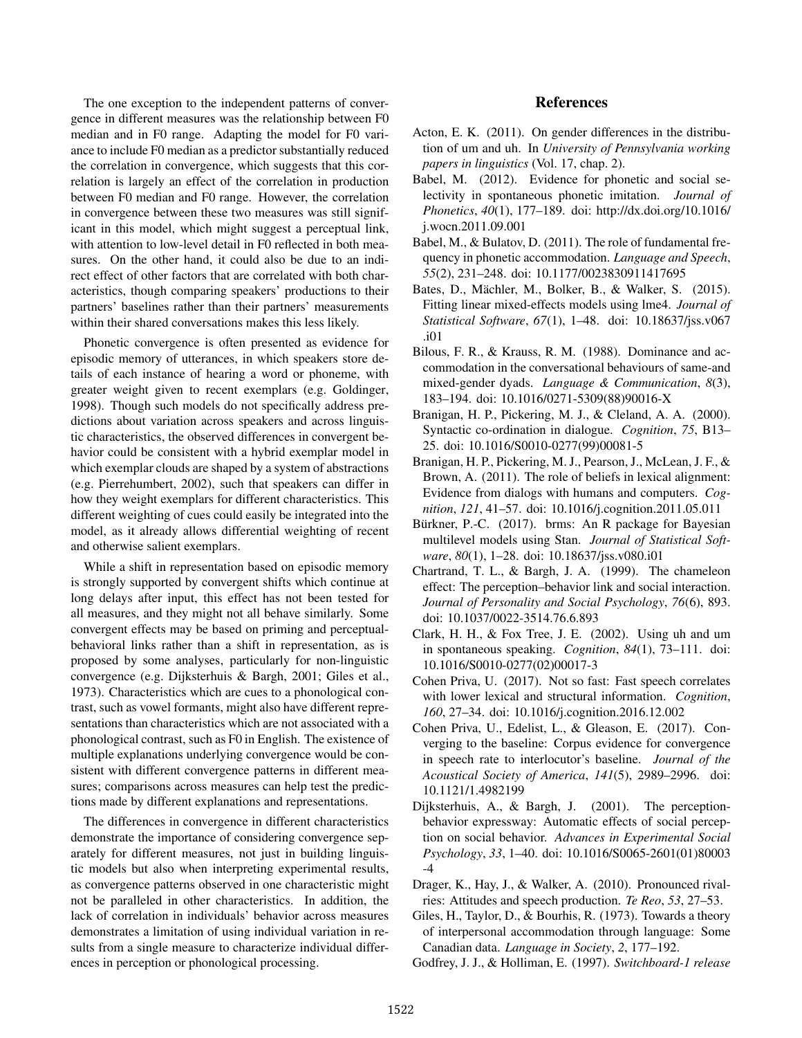The one exception to the independent patterns of convergence in different measures was the relationship between F0 median and in F0 range. Adapting the model for F0 variance to include F0 median as a predictor substantially reduced the correlation in convergence, which suggests that this correlation is largely an effect of the correlation in production between F0 median and F0 range. However, the correlation in convergence between these two measures was still significant in this model, which might suggest a perceptual link, with attention to low-level detail in F0 reflected in both measures. On the other hand, it could also be due to an indirect effect of other factors that are correlated with both characteristics, though comparing speakers' productions to their partners' baselines rather than their partners' measurements within their shared conversations makes this less likely.

Phonetic convergence is often presented as evidence for episodic memory of utterances, in which speakers store details of each instance of hearing a word or phoneme, with greater weight given to recent exemplars (e.g. Goldinger, 1998). Though such models do not specifically address predictions about variation across speakers and across linguistic characteristics, the observed differences in convergent behavior could be consistent with a hybrid exemplar model in which exemplar clouds are shaped by a system of abstractions (e.g. Pierrehumbert, 2002), such that speakers can differ in how they weight exemplars for different characteristics. This different weighting of cues could easily be integrated into the model, as it already allows differential weighting of recent and otherwise salient exemplars.

While a shift in representation based on episodic memory is strongly supported by convergent shifts which continue at long delays after input, this effect has not been tested for all measures, and they might not all behave similarly. Some convergent effects may be based on priming and perceptual-behavioral links rather than a shift in representation, as is proposed by some analyses, particularly for non-linguistic convergence (e.g. Dijksterhuis & Bargh, 2001; Giles et al., 1973). Characteristics which are cues to a phonological contrast, such as vowel formants, might also have different representations than characteristics which are not associated with a phonological contrast, such as F0 in English. The existence of multiple explanations underlying convergence would be consistent with different convergence patterns in different measures; comparisons across measures can help test the predictions made by different explanations and representations.

The differences in convergence in different characteristics demonstrate the importance of considering convergence separately for different measures, not just in building linguistic models but also when interpreting experimental results, as convergence patterns observed in one characteristic might not be paralleled in other characteristics. In addition, the lack of correlation in individuals' behavior across measures demonstrates a limitation of using individual variation in results from a single measure to characterize individual differences in perception or phonological processing.

## References

Acton, E. K. (2011). On gender differences in the distribution of um and uh. In *University of Pennsylvania working papers in linguistics* (Vol. 17, chap. 2).

Babel, M. (2012). Evidence for phonetic and social selectivity in spontaneous phonetic imitation. *Journal of Phonetics*, *40*(1), 177–189. doi: http://dx.doi.org/10.1016/j.wocn.2011.09.001

Babel, M., & Bulatov, D. (2011). The role of fundamental frequency in phonetic accommodation. *Language and Speech*, *55*(2), 231–248. doi: 10.1177/0023830911417695

Bates, D., Mächler, M., Bolker, B., & Walker, S. (2015). Fitting linear mixed-effects models using lme4. *Journal of Statistical Software*, *67*(1), 1–48. doi: 10.18637/jss.v067.i01

Bilous, F. R., & Krauss, R. M. (1988). Dominance and accommodation in the conversational behaviours of same-and mixed-gender dyads. *Language & Communication*, *8*(3), 183–194. doi: 10.1016/0271-5309(88)90016-X

Branigan, H. P., Pickering, M. J., & Cleland, A. A. (2000). Syntactic co-ordination in dialogue. *Cognition*, *75*, B13–25. doi: 10.1016/S0010-0277(99)00081-5

Branigan, H. P., Pickering, M. J., Pearson, J., McLean, J. F., & Brown, A. (2011). The role of beliefs in lexical alignment: Evidence from dialogs with humans and computers. *Cognition*, *121*, 41–57. doi: 10.1016/j.cognition.2011.05.011

Bürkner, P.-C. (2017). brms: An R package for Bayesian multilevel models using Stan. *Journal of Statistical Software*, *80*(1), 1–28. doi: 10.18637/jss.v080.i01

Chartrand, T. L., & Bargh, J. A. (1999). The chameleon effect: The perception–behavior link and social interaction. *Journal of Personality and Social Psychology*, *76*(6), 893. doi: 10.1037/0022-3514.76.6.893

Clark, H. H., & Fox Tree, J. E. (2002). Using uh and um in spontaneous speaking. *Cognition*, *84*(1), 73–111. doi: 10.1016/S0010-0277(02)00017-3

Cohen Priva, U. (2017). Not so fast: Fast speech correlates with lower lexical and structural information. *Cognition*, *160*, 27–34. doi: 10.1016/j.cognition.2016.12.002

Cohen Priva, U., Edelist, L., & Gleason, E. (2017). Converging to the baseline: Corpus evidence for convergence in speech rate to interlocutor's baseline. *Journal of the Acoustical Society of America*, *141*(5), 2989–2996. doi: 10.1121/1.4982199

Dijksterhuis, A., & Bargh, J. (2001). The perception-behavior expressway: Automatic effects of social perception on social behavior. *Advances in Experimental Social Psychology*, *33*, 1–40. doi: 10.1016/S0065-2601(01)80003-4

Drager, K., Hay, J., & Walker, A. (2010). Pronounced rivalries: Attitudes and speech production. *Te Reo*, *53*, 27–53.

Giles, H., Taylor, D., & Bourhis, R. (1973). Towards a theory of interpersonal accommodation through language: Some Canadian data. *Language in Society*, *2*, 177–192.

Godfrey, J. J., & Holliman, E. (1997). *Switchboard-1 release*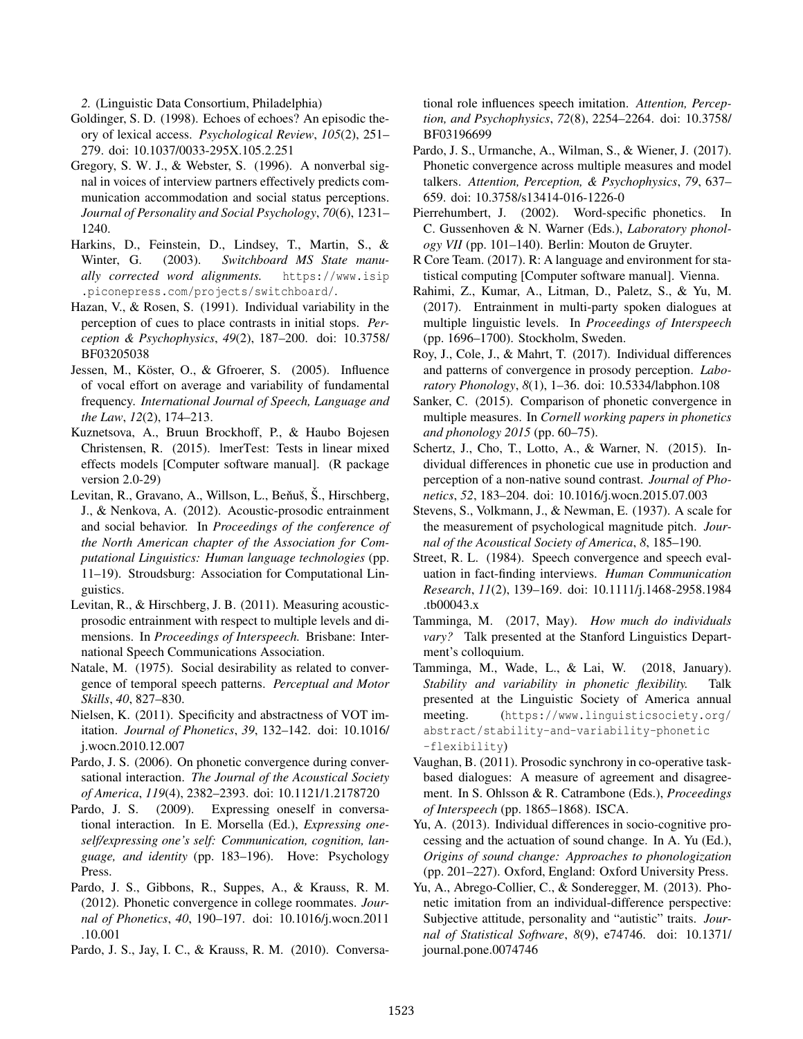2. (Linguistic Data Consortium, Philadelphia)

Goldinger, S. D. (1998). Echoes of echoes? An episodic theory of lexical access. *Psychological Review*, *105*(2), 251–279. doi: 10.1037/0033-295X.105.2.251

Gregory, S. W. J., & Webster, S. (1996). A nonverbal signal in voices of interview partners effectively predicts communication accommodation and social status perceptions. *Journal of Personality and Social Psychology*, *70*(6), 1231–1240.

Harkins, D., Feinstein, D., Lindsey, T., Martin, S., & Winter, G. (2003). *Switchboard MS State manually corrected word alignments.* https://www.isip.piconepress.com/projects/switchboard/.

Hazan, V., & Rosen, S. (1991). Individual variability in the perception of cues to place contrasts in initial stops. *Perception & Psychophysics*, *49*(2), 187–200. doi: 10.3758/BF03205038

Jessen, M., Köster, O., & Gfroerer, S. (2005). Influence of vocal effort on average and variability of fundamental frequency. *International Journal of Speech, Language and the Law*, *12*(2), 174–213.

Kuznetsova, A., Bruun Brockhoff, P., & Haubo Bojesen Christensen, R. (2015). lmerTest: Tests in linear mixed effects models [Computer software manual]. (R package version 2.0-29)

Levitan, R., Gravano, A., Willson, L., Beňuš, Š., Hirschberg, J., & Nenkova, A. (2012). Acoustic-prosodic entrainment and social behavior. In *Proceedings of the conference of the North American chapter of the Association for Computational Linguistics: Human language technologies* (pp. 11–19). Stroudsburg: Association for Computational Linguistics.

Levitan, R., & Hirschberg, J. B. (2011). Measuring acoustic-prosodic entrainment with respect to multiple levels and dimensions. In *Proceedings of Interspeech.* Brisbane: International Speech Communications Association.

Natale, M. (1975). Social desirability as related to convergence of temporal speech patterns. *Perceptual and Motor Skills*, *40*, 827–830.

Nielsen, K. (2011). Specificity and abstractness of VOT imitation. *Journal of Phonetics*, *39*, 132–142. doi: 10.1016/j.wocn.2010.12.007

Pardo, J. S. (2006). On phonetic convergence during conversational interaction. *The Journal of the Acoustical Society of America*, *119*(4), 2382–2393. doi: 10.1121/1.2178720

Pardo, J. S. (2009). Expressing oneself in conversational interaction. In E. Morsella (Ed.), *Expressing oneself/expressing one's self: Communication, cognition, language, and identity* (pp. 183–196). Hove: Psychology Press.

Pardo, J. S., Gibbons, R., Suppes, A., & Krauss, R. M. (2012). Phonetic convergence in college roommates. *Journal of Phonetics*, *40*, 190–197. doi: 10.1016/j.wocn.2011.10.001

Pardo, J. S., Jay, I. C., & Krauss, R. M. (2010). Conversational role influences speech imitation. *Attention, Perception, and Psychophysics*, *72*(8), 2254–2264. doi: 10.3758/BF03196699

Pardo, J. S., Urmanche, A., Wilman, S., & Wiener, J. (2017). Phonetic convergence across multiple measures and model talkers. *Attention, Perception, & Psychophysics*, *79*, 637–659. doi: 10.3758/s13414-016-1226-0

Pierrehumbert, J. (2002). Word-specific phonetics. In C. Gussenhoven & N. Warner (Eds.), *Laboratory phonology VII* (pp. 101–140). Berlin: Mouton de Gruyter.

R Core Team. (2017). R: A language and environment for statistical computing [Computer software manual]. Vienna.

Rahimi, Z., Kumar, A., Litman, D., Paletz, S., & Yu, M. (2017). Entrainment in multi-party spoken dialogues at multiple linguistic levels. In *Proceedings of Interspeech* (pp. 1696–1700). Stockholm, Sweden.

Roy, J., Cole, J., & Mahrt, T. (2017). Individual differences and patterns of convergence in prosody perception. *Laboratory Phonology*, *8*(1), 1–36. doi: 10.5334/labphon.108

Sanker, C. (2015). Comparison of phonetic convergence in multiple measures. In *Cornell working papers in phonetics and phonology 2015* (pp. 60–75).

Schertz, J., Cho, T., Lotto, A., & Warner, N. (2015). Individual differences in phonetic cue use in production and perception of a non-native sound contrast. *Journal of Phonetics*, *52*, 183–204. doi: 10.1016/j.wocn.2015.07.003

Stevens, S., Volkmann, J., & Newman, E. (1937). A scale for the measurement of psychological magnitude pitch. *Journal of the Acoustical Society of America*, *8*, 185–190.

Street, R. L. (1984). Speech convergence and speech evaluation in fact-finding interviews. *Human Communication Research*, *11*(2), 139–169. doi: 10.1111/j.1468-2958.1984.tb00043.x

Tamminga, M. (2017, May). *How much do individuals vary?* Talk presented at the Stanford Linguistics Department's colloquium.

Tamminga, M., Wade, L., & Lai, W. (2018, January). *Stability and variability in phonetic flexibility.* Talk presented at the Linguistic Society of America annual meeting. (https://www.linguisticsociety.org/abstract/stability-and-variability-phonetic-flexibility)

Vaughan, B. (2011). Prosodic synchrony in co-operative task-based dialogues: A measure of agreement and disagreement. In S. Ohlsson & R. Catrambone (Eds.), *Proceedings of Interspeech* (pp. 1865–1868). ISCA.

Yu, A. (2013). Individual differences in socio-cognitive processing and the actuation of sound change. In A. Yu (Ed.), *Origins of sound change: Approaches to phonologization* (pp. 201–227). Oxford, England: Oxford University Press.

Yu, A., Abrego-Collier, C., & Sonderegger, M. (2013). Phonetic imitation from an individual-difference perspective: Subjective attitude, personality and "autistic" traits. *Journal of Statistical Software*, *8*(9), e74746. doi: 10.1371/journal.pone.0074746